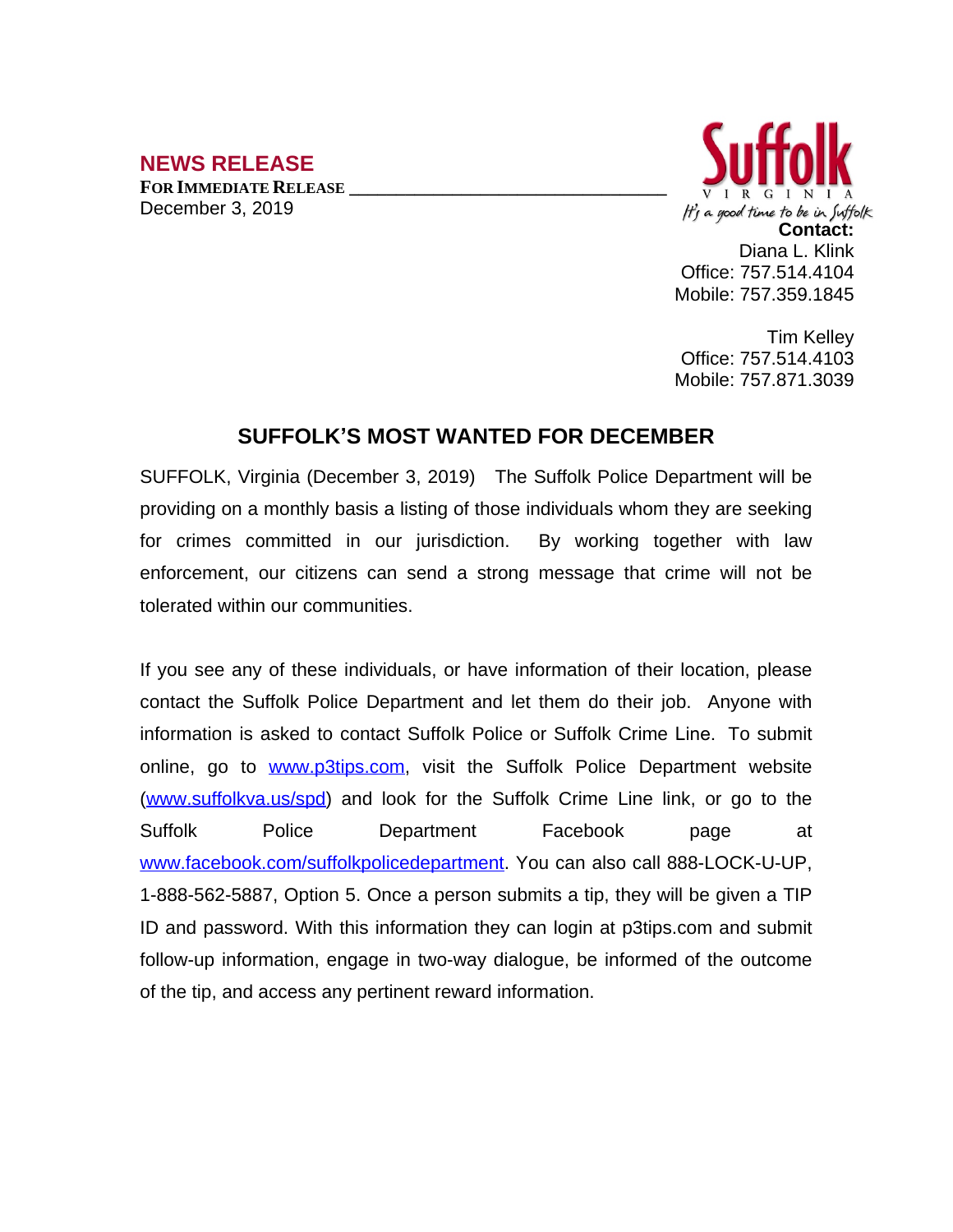## NEWS RELEASE

**FOR IMMEDIATE RELEASE**

December 3, 2019

Suffolk
VIRGINIA
It's a good time to be in Suffolk

**Contact:**
Diana L. Klink
Office: 757.514.4104
Mobile: 757.359.1845

Tim Kelley
Office: 757.514.4103
Mobile: 757.871.3039

# SUFFOLK'S MOST WANTED FOR DECEMBER

SUFFOLK, Virginia (December 3, 2019) The Suffolk Police Department will be providing on a monthly basis a listing of those individuals whom they are seeking for crimes committed in our jurisdiction. By working together with law enforcement, our citizens can send a strong message that crime will not be tolerated within our communities.

If you see any of these individuals, or have information of their location, please contact the Suffolk Police Department and let them do their job. Anyone with information is asked to contact Suffolk Police or Suffolk Crime Line. To submit online, go to www.p3tips.com, visit the Suffolk Police Department website (www.suffolkva.us/spd) and look for the Suffolk Crime Line link, or go to the Suffolk Police Department Facebook page at www.facebook.com/suffolkpolicedepartment. You can also call 888-LOCK-U-UP, 1-888-562-5887, Option 5. Once a person submits a tip, they will be given a TIP ID and password. With this information they can login at p3tips.com and submit follow-up information, engage in two-way dialogue, be informed of the outcome of the tip, and access any pertinent reward information.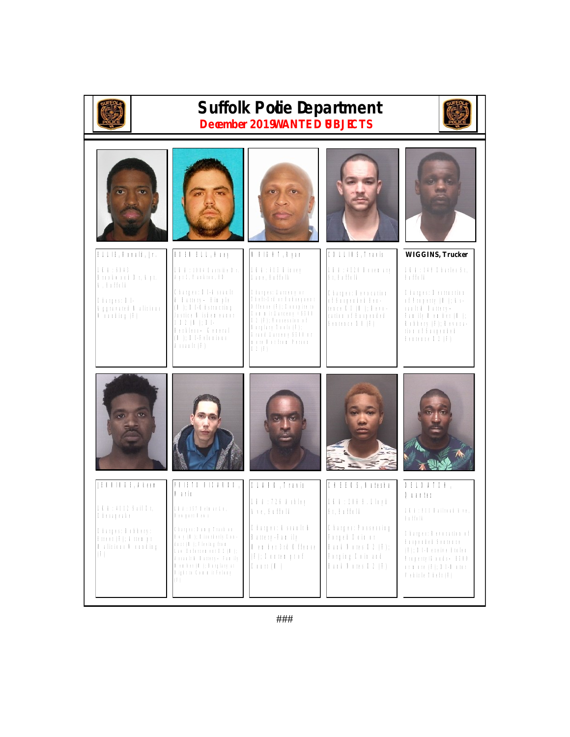# Suffolk Police Department

## December 2019 WANTED SUBJECTS

**WIGGINS, Trucker**

###